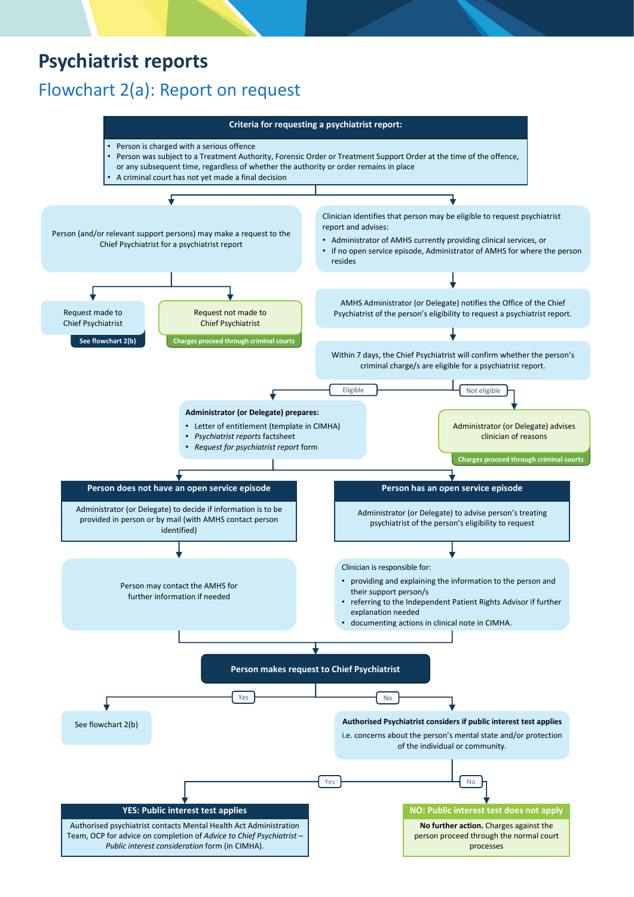# Psychiatrist reports

## Flowchart 2(a): Report on request

**Criteria for requesting a psychiatrist report:**

- Person is charged with a serious offence
- Person was subject to a Treatment Authority, Forensic Order or Treatment Support Order at the time of the offence, or any subsequent time, regardless of whether the authority or order remains in place
- A criminal court has not yet made a final decision

Person (and/or relevant support persons) may make a request to the Chief Psychiatrist for a psychiatrist report

Request made to Chief Psychiatrist

**See flowchart 2(b)**

Request not made to Chief Psychiatrist

**Charges proceed through criminal courts**

Clinician identifies that person may be eligible to request psychiatrist report and advises:

- Administrator of AMHS currently providing clinical services, or
- if no open service episode, Administrator of AMHS for where the person resides

AMHS Administrator (or Delegate) notifies the Office of the Chief Psychiatrist of the person's eligibility to request a psychiatrist report.

Within 7 days, the Chief Psychiatrist will confirm whether the person's criminal charge/s are eligible for a psychiatrist report.

Eligible

**Administrator (or Delegate) prepares:**

- Letter of entitlement (template in CIMHA)
- *Psychiatrist reports* factsheet
- *Request for psychiatrist report* form

Not eligible

Administrator (or Delegate) advises clinician of reasons

**Charges proceed through criminal courts**

**Person does not have an open service episode**

Administrator (or Delegate) to decide if information is to be provided in person or by mail (with AMHS contact person identified)

Person may contact the AMHS for further information if needed

**Person has an open service episode**

Administrator (or Delegate) to advise person's treating psychiatrist of the person's eligibility to request

Clinician is responsible for:

- providing and explaining the information to the person and their support person/s
- referring to the Independent Patient Rights Advisor if further explanation needed
- documenting actions in clinical note in CIMHA.

**Person makes request to Chief Psychiatrist**

Yes

See flowchart 2(b)

No

**Authorised Psychiatrist considers if public interest test applies**

i.e. concerns about the person's mental state and/or protection of the individual or community.

Yes

**YES: Public interest test applies**

Authorised psychiatrist contacts Mental Health Act Administration Team, OCP for advice on completion of *Advice to Chief Psychiatrist – Public interest consideration* form (in CIMHA).

No

**NO: Public interest test does not apply**

**No further action.** Charges against the person proceed through the normal court processes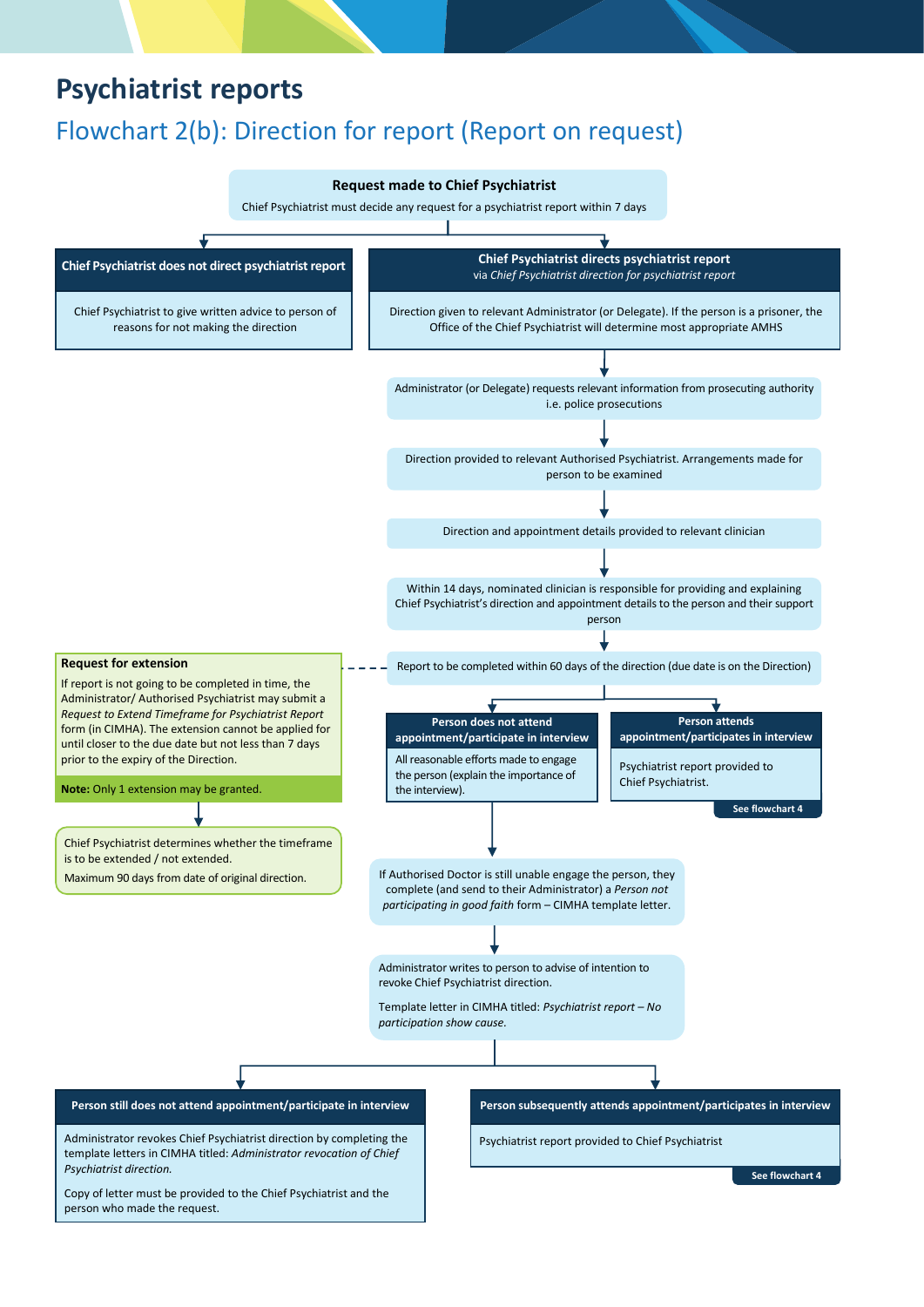# Psychiatrist reports

## Flowchart 2(b): Direction for report (Report on request)

**Request made to Chief Psychiatrist**

Chief Psychiatrist must decide any request for a psychiatrist report within 7 days

**Chief Psychiatrist does not direct psychiatrist report**

Chief Psychiatrist to give written advice to person of reasons for not making the direction

**Chief Psychiatrist directs psychiatrist report**
via *Chief Psychiatrist direction for psychiatrist report*

Direction given to relevant Administrator (or Delegate). If the person is a prisoner, the Office of the Chief Psychiatrist will determine most appropriate AMHS

Administrator (or Delegate) requests relevant information from prosecuting authority i.e. police prosecutions

Direction provided to relevant Authorised Psychiatrist. Arrangements made for person to be examined

Direction and appointment details provided to relevant clinician

Within 14 days, nominated clinician is responsible for providing and explaining Chief Psychiatrist's direction and appointment details to the person and their support person

Report to be completed within 60 days of the direction (due date is on the Direction)

**Request for extension**

If report is not going to be completed in time, the Administrator/ Authorised Psychiatrist may submit a *Request to Extend Timeframe for Psychiatrist Report* form (in CIMHA). The extension cannot be applied for until closer to the due date but not less than 7 days prior to the expiry of the Direction.

**Note:** Only 1 extension may be granted.

Chief Psychiatrist determines whether the timeframe is to be extended / not extended.

Maximum 90 days from date of original direction.

**Person attends appointment/participates in interview**

Psychiatrist report provided to Chief Psychiatrist.

See flowchart 4

**Person does not attend appointment/participate in interview**

All reasonable efforts made to engage the person (explain the importance of the interview).

If Authorised Doctor is still unable engage the person, they complete (and send to their Administrator) a *Person not participating in good faith* form – CIMHA template letter.

Administrator writes to person to advise of intention to revoke Chief Psychiatrist direction.

Template letter in CIMHA titled: *Psychiatrist report – No participation show cause.*

**Person still does not attend appointment/participate in interview**

Administrator revokes Chief Psychiatrist direction by completing the template letters in CIMHA titled: *Administrator revocation of Chief Psychiatrist direction.*

Copy of letter must be provided to the Chief Psychiatrist and the person who made the request.

**Person subsequently attends appointment/participates in interview**

Psychiatrist report provided to Chief Psychiatrist

See flowchart 4